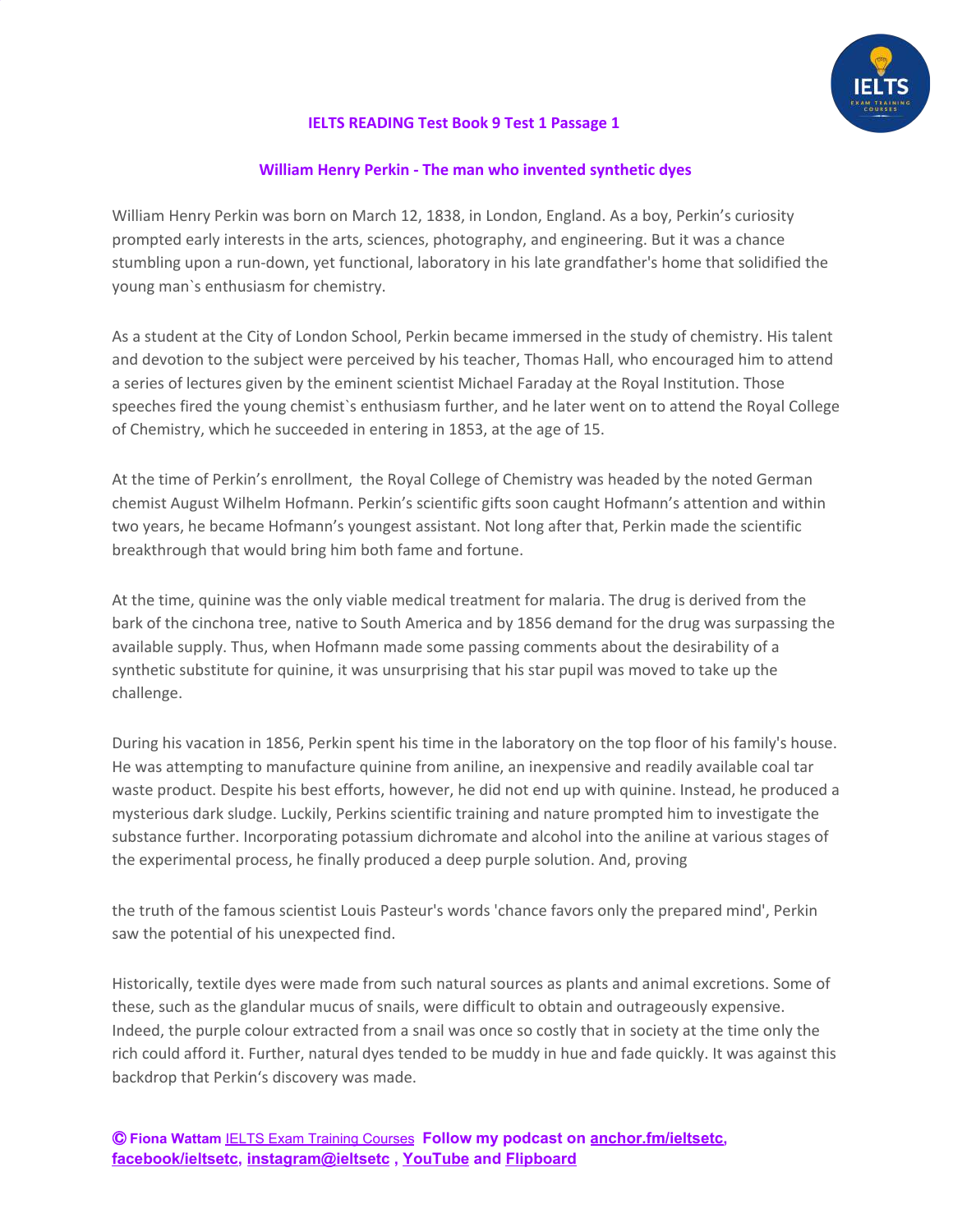## IELTS READING Test Book 9 Test 1 Passage 1

### William Henry Perkin - The man who invented synthetic dyes

William Henry Perkin was born on March 12, 1838, in London, England. As a boy, Perkin's curiosity prompted early interests in the arts, sciences, photography, and engineering. But it was a chance stumbling upon a run-down, yet functional, laboratory in his late grandfather's home that solidified the young man`s enthusiasm for chemistry.

As a student at the City of London School, Perkin became immersed in the study of chemistry. His talent and devotion to the subject were perceived by his teacher, Thomas Hall, who encouraged him to attend a series of lectures given by the eminent scientist Michael Faraday at the Royal Institution. Those speeches fired the young chemist`s enthusiasm further, and he later went on to attend the Royal College of Chemistry, which he succeeded in entering in 1853, at the age of 15.

At the time of Perkin's enrollment, the Royal College of Chemistry was headed by the noted German chemist August Wilhelm Hofmann. Perkin's scientific gifts soon caught Hofmann's attention and within two years, he became Hofmann's youngest assistant. Not long after that, Perkin made the scientific breakthrough that would bring him both fame and fortune.

At the time, quinine was the only viable medical treatment for malaria. The drug is derived from the bark of the cinchona tree, native to South America and by 1856 demand for the drug was surpassing the available supply. Thus, when Hofmann made some passing comments about the desirability of a synthetic substitute for quinine, it was unsurprising that his star pupil was moved to take up the challenge.

During his vacation in 1856, Perkin spent his time in the laboratory on the top floor of his family's house. He was attempting to manufacture quinine from aniline, an inexpensive and readily available coal tar waste product. Despite his best efforts, however, he did not end up with quinine. Instead, he produced a mysterious dark sludge. Luckily, Perkins scientific training and nature prompted him to investigate the substance further. Incorporating potassium dichromate and alcohol into the aniline at various stages of the experimental process, he finally produced a deep purple solution. And, proving the truth of the famous scientist Louis Pasteur's words 'chance favors only the prepared mind', Perkin saw the potential of his unexpected find.

Historically, textile dyes were made from such natural sources as plants and animal excretions. Some of these, such as the glandular mucus of snails, were difficult to obtain and outrageously expensive. Indeed, the purple colour extracted from a snail was once so costly that in society at the time only the rich could afford it. Further, natural dyes tended to be muddy in hue and fade quickly. It was against this backdrop that Perkin's discovery was made.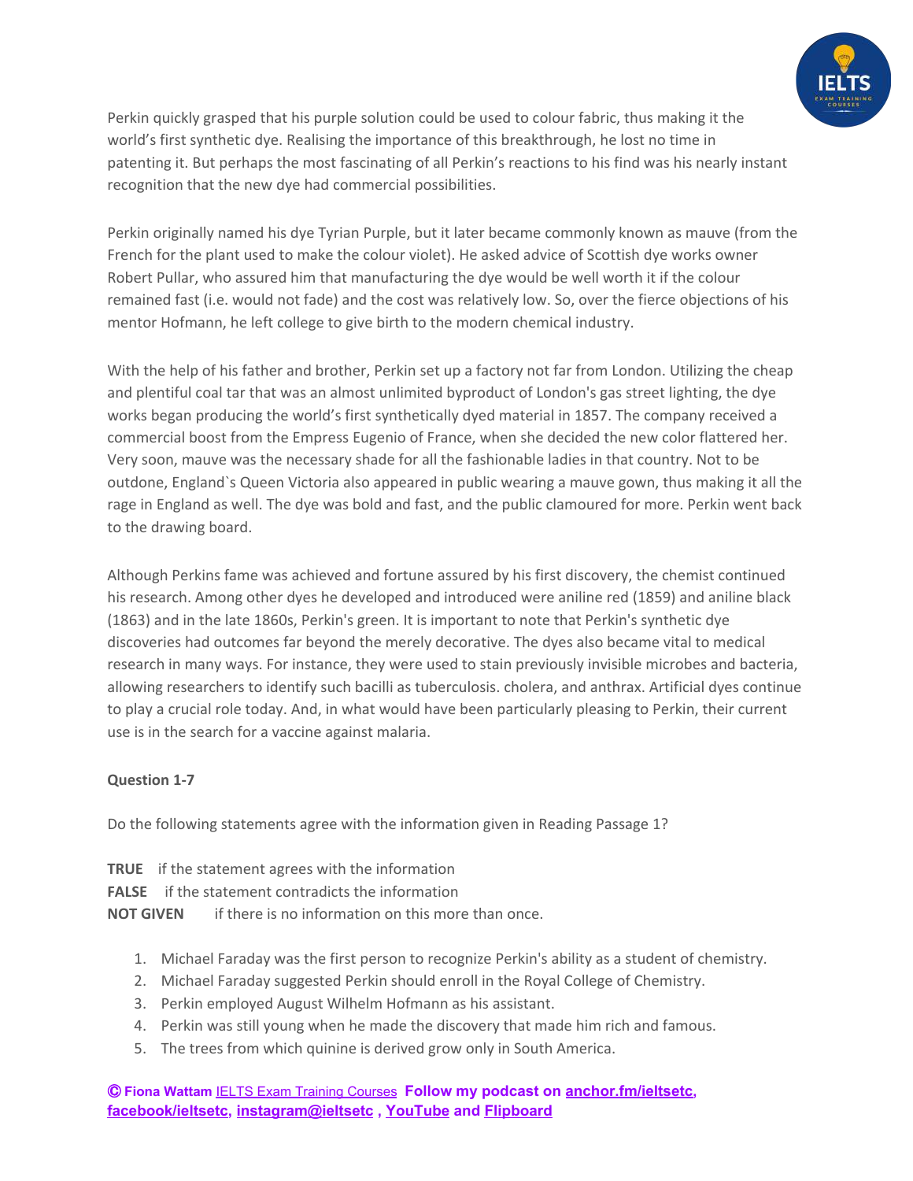Perkin quickly grasped that his purple solution could be used to colour fabric, thus making it the world's first synthetic dye. Realising the importance of this breakthrough, he lost no time in patenting it. But perhaps the most fascinating of all Perkin's reactions to his find was his nearly instant recognition that the new dye had commercial possibilities.

Perkin originally named his dye Tyrian Purple, but it later became commonly known as mauve (from the French for the plant used to make the colour violet). He asked advice of Scottish dye works owner Robert Pullar, who assured him that manufacturing the dye would be well worth it if the colour remained fast (i.e. would not fade) and the cost was relatively low. So, over the fierce objections of his mentor Hofmann, he left college to give birth to the modern chemical industry.

With the help of his father and brother, Perkin set up a factory not far from London. Utilizing the cheap and plentiful coal tar that was an almost unlimited byproduct of London's gas street lighting, the dye works began producing the world's first synthetically dyed material in 1857. The company received a commercial boost from the Empress Eugenio of France, when she decided the new color flattered her. Very soon, mauve was the necessary shade for all the fashionable ladies in that country. Not to be outdone, England`s Queen Victoria also appeared in public wearing a mauve gown, thus making it all the rage in England as well. The dye was bold and fast, and the public clamoured for more. Perkin went back to the drawing board.

Although Perkins fame was achieved and fortune assured by his first discovery, the chemist continued his research. Among other dyes he developed and introduced were aniline red (1859) and aniline black (1863) and in the late 1860s, Perkin's green. It is important to note that Perkin's synthetic dye discoveries had outcomes far beyond the merely decorative. The dyes also became vital to medical research in many ways. For instance, they were used to stain previously invisible microbes and bacteria, allowing researchers to identify such bacilli as tuberculosis. cholera, and anthrax. Artificial dyes continue to play a crucial role today. And, in what would have been particularly pleasing to Perkin, their current use is in the search for a vaccine against malaria.

**Question 1-7**

Do the following statements agree with the information given in Reading Passage 1?

**TRUE** if the statement agrees with the information
**FALSE** if the statement contradicts the information
**NOT GIVEN** if there is no information on this more than once.

1. Michael Faraday was the first person to recognize Perkin's ability as a student of chemistry.
2. Michael Faraday suggested Perkin should enroll in the Royal College of Chemistry.
3. Perkin employed August Wilhelm Hofmann as his assistant.
4. Perkin was still young when he made the discovery that made him rich and famous.
5. The trees from which quinine is derived grow only in South America.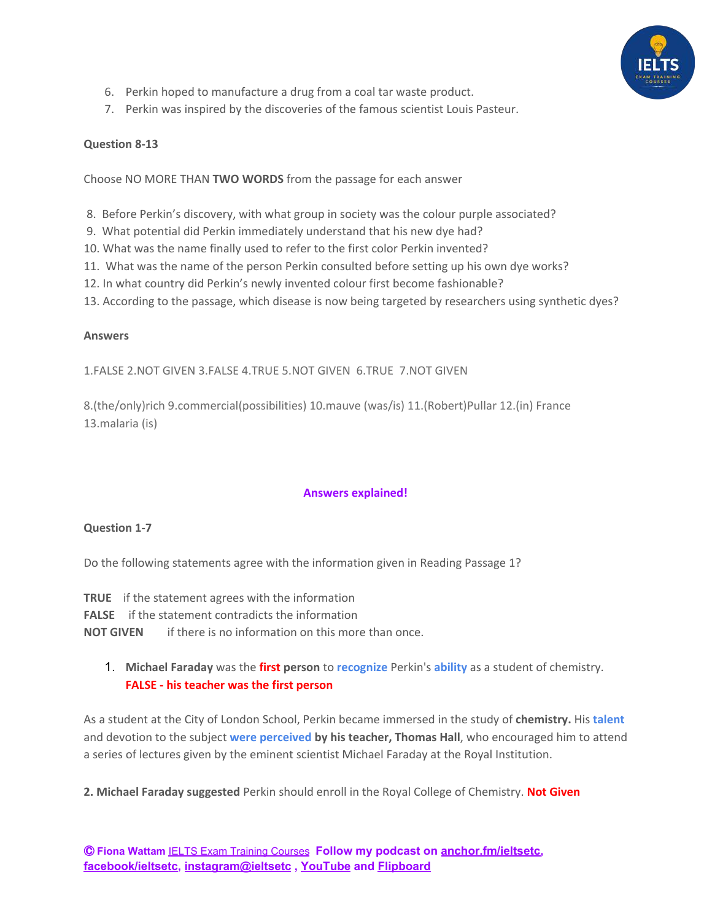6. Perkin hoped to manufacture a drug from a coal tar waste product.
7. Perkin was inspired by the discoveries of the famous scientist Louis Pasteur.

**Question 8-13**

Choose NO MORE THAN **TWO WORDS** from the passage for each answer

8. Before Perkin's discovery, with what group in society was the colour purple associated?
9. What potential did Perkin immediately understand that his new dye had?
10. What was the name finally used to refer to the first color Perkin invented?
11. What was the name of the person Perkin consulted before setting up his own dye works?
12. In what country did Perkin's newly invented colour first become fashionable?
13. According to the passage, which disease is now being targeted by researchers using synthetic dyes?

**Answers**

1.FALSE 2.NOT GIVEN 3.FALSE 4.TRUE 5.NOT GIVEN 6.TRUE 7.NOT GIVEN

8.(the/only)rich 9.commercial(possibilities) 10.mauve (was/is) 11.(Robert)Pullar 12.(in) France 13.malaria (is)

**Answers explained!**

**Question 1-7**

Do the following statements agree with the information given in Reading Passage 1?

**TRUE** if the statement agrees with the information
**FALSE** if the statement contradicts the information
**NOT GIVEN** if there is no information on this more than once.

1. **Michael Faraday** was the **first person** to **recognize** Perkin's **ability** as a student of chemistry.
   **FALSE - his teacher was the first person**

As a student at the City of London School, Perkin became immersed in the study of **chemistry.** His **talent** and devotion to the subject **were perceived by his teacher, Thomas Hall**, who encouraged him to attend a series of lectures given by the eminent scientist Michael Faraday at the Royal Institution.

**2. Michael Faraday suggested** Perkin should enroll in the Royal College of Chemistry. **Not Given**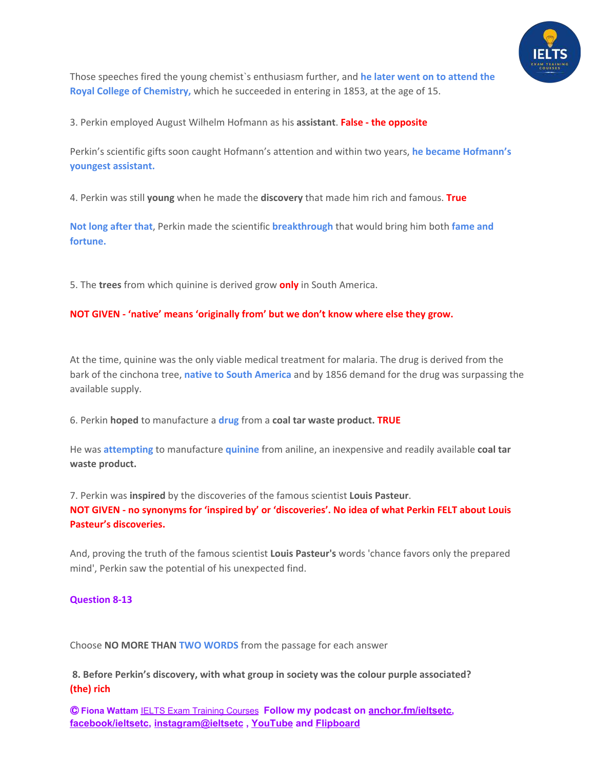Those speeches fired the young chemist`s enthusiasm further, and **he later went on to attend the Royal College of Chemistry,** which he succeeded in entering in 1853, at the age of 15.

3. Perkin employed August Wilhelm Hofmann as his **assistant**. **False - the opposite**

Perkin's scientific gifts soon caught Hofmann's attention and within two years, **he became Hofmann's youngest assistant.**

4. Perkin was still **young** when he made the **discovery** that made him rich and famous. **True**

**Not long after that**, Perkin made the scientific **breakthrough** that would bring him both **fame and fortune.**

5. The **trees** from which quinine is derived grow **only** in South America.

**NOT GIVEN - 'native' means 'originally from' but we don't know where else they grow.**

At the time, quinine was the only viable medical treatment for malaria. The drug is derived from the bark of the cinchona tree, **native to South America** and by 1856 demand for the drug was surpassing the available supply.

6. Perkin **hoped** to manufacture a **drug** from a **coal tar waste product. TRUE**

He was **attempting** to manufacture **quinine** from aniline, an inexpensive and readily available **coal tar waste product.**

7. Perkin was **inspired** by the discoveries of the famous scientist **Louis Pasteur**.
**NOT GIVEN - no synonyms for 'inspired by' or 'discoveries'. No idea of what Perkin FELT about Louis Pasteur's discoveries.**

And, proving the truth of the famous scientist **Louis Pasteur's** words 'chance favors only the prepared mind', Perkin saw the potential of his unexpected find.

**Question 8-13**

Choose **NO MORE THAN TWO WORDS** from the passage for each answer

**8. Before Perkin's discovery, with what group in society was the colour purple associated?**
**(the) rich**

**© Fiona Wattam** IELTS Exam Training Courses **Follow my podcast on anchor.fm/ieltsetc, facebook/ieltsetc, instagram@ieltsetc , YouTube and Flipboard**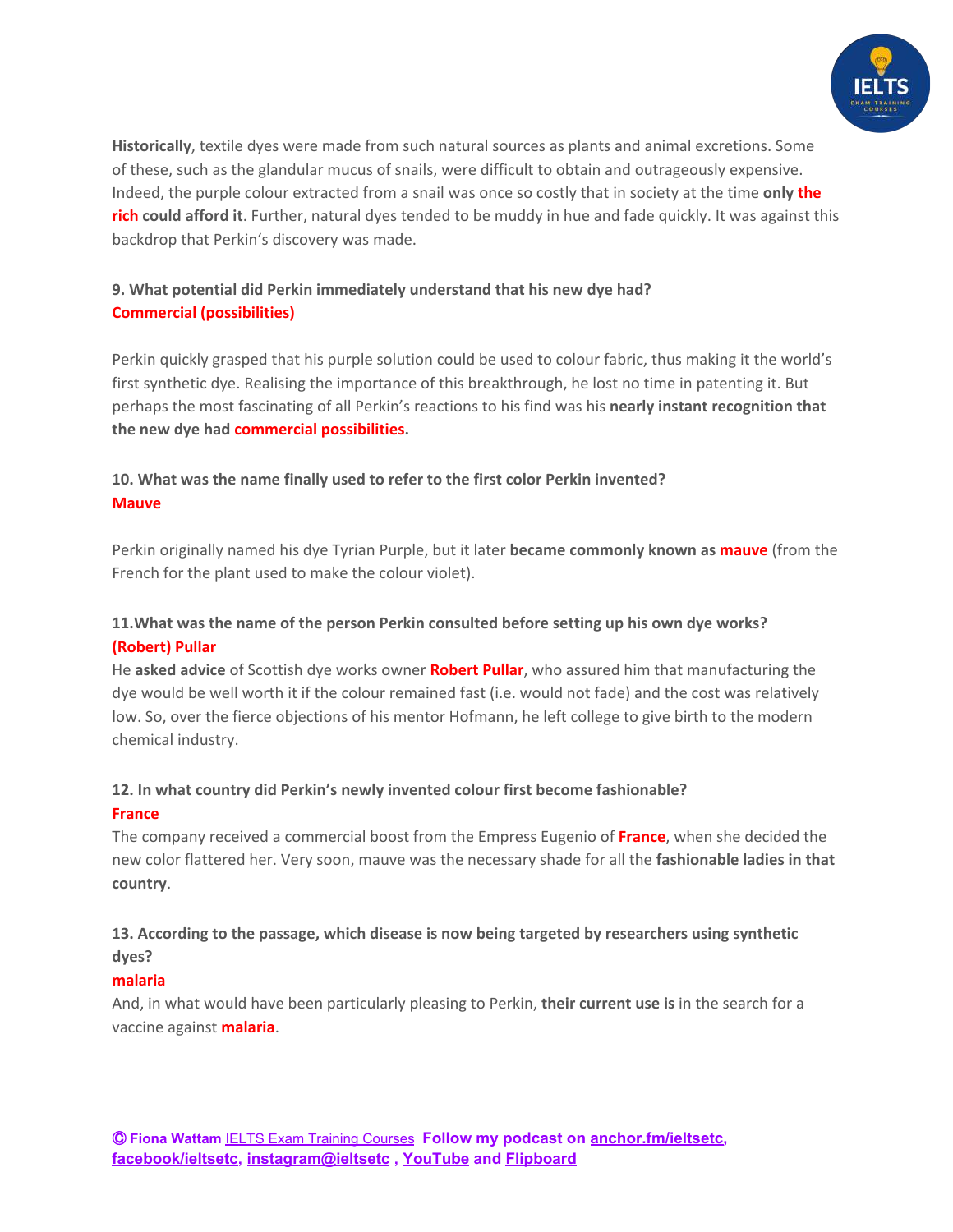**Historically**, textile dyes were made from such natural sources as plants and animal excretions. Some of these, such as the glandular mucus of snails, were difficult to obtain and outrageously expensive. Indeed, the purple colour extracted from a snail was once so costly that in society at the time **only the rich could afford it**. Further, natural dyes tended to be muddy in hue and fade quickly. It was against this backdrop that Perkin's discovery was made.

**9. What potential did Perkin immediately understand that his new dye had?**
**Commercial (possibilities)**

Perkin quickly grasped that his purple solution could be used to colour fabric, thus making it the world's first synthetic dye. Realising the importance of this breakthrough, he lost no time in patenting it. But perhaps the most fascinating of all Perkin's reactions to his find was his **nearly instant recognition that the new dye had commercial possibilities.**

**10. What was the name finally used to refer to the first color Perkin invented?**
**Mauve**

Perkin originally named his dye Tyrian Purple, but it later **became commonly known as mauve** (from the French for the plant used to make the colour violet).

**11.What was the name of the person Perkin consulted before setting up his own dye works?**
**(Robert) Pullar**

He **asked advice** of Scottish dye works owner **Robert Pullar**, who assured him that manufacturing the dye would be well worth it if the colour remained fast (i.e. would not fade) and the cost was relatively low. So, over the fierce objections of his mentor Hofmann, he left college to give birth to the modern chemical industry.

**12. In what country did Perkin's newly invented colour first become fashionable?**
**France**

The company received a commercial boost from the Empress Eugenio of **France**, when she decided the new color flattered her. Very soon, mauve was the necessary shade for all the **fashionable ladies in that country**.

**13. According to the passage, which disease is now being targeted by researchers using synthetic dyes?**
**malaria**

And, in what would have been particularly pleasing to Perkin, **their current use is** in the search for a vaccine against **malaria**.

**© Fiona Wattam** IELTS Exam Training Courses **Follow my podcast on anchor.fm/ieltsetc, facebook/ieltsetc, instagram@ieltsetc , YouTube and Flipboard**